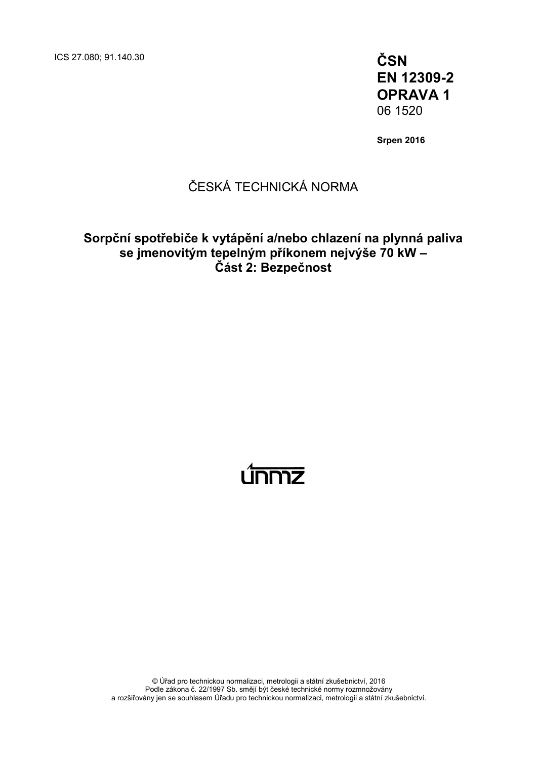ICS 27.080; 91.140.30

**ČSN**
**EN 12309-2**
**OPRAVA 1**
06 1520

**Srpen 2016**

ČESKÁ TECHNICKÁ NORMA

# Sorpční spotřebiče k vytápění a/nebo chlazení na plynná paliva se jmenovitým tepelným příkonem nejvýše 70 kW – Část 2: Bezpečnost

únmz

© Úřad pro technickou normalizaci, metrologii a státní zkušebnictví, 2016
Podle zákona č. 22/1997 Sb. smějí být české technické normy rozmnožovány a rozšiřovány jen se souhlasem Úřadu pro technickou normalizaci, metrologii a státní zkušebnictví.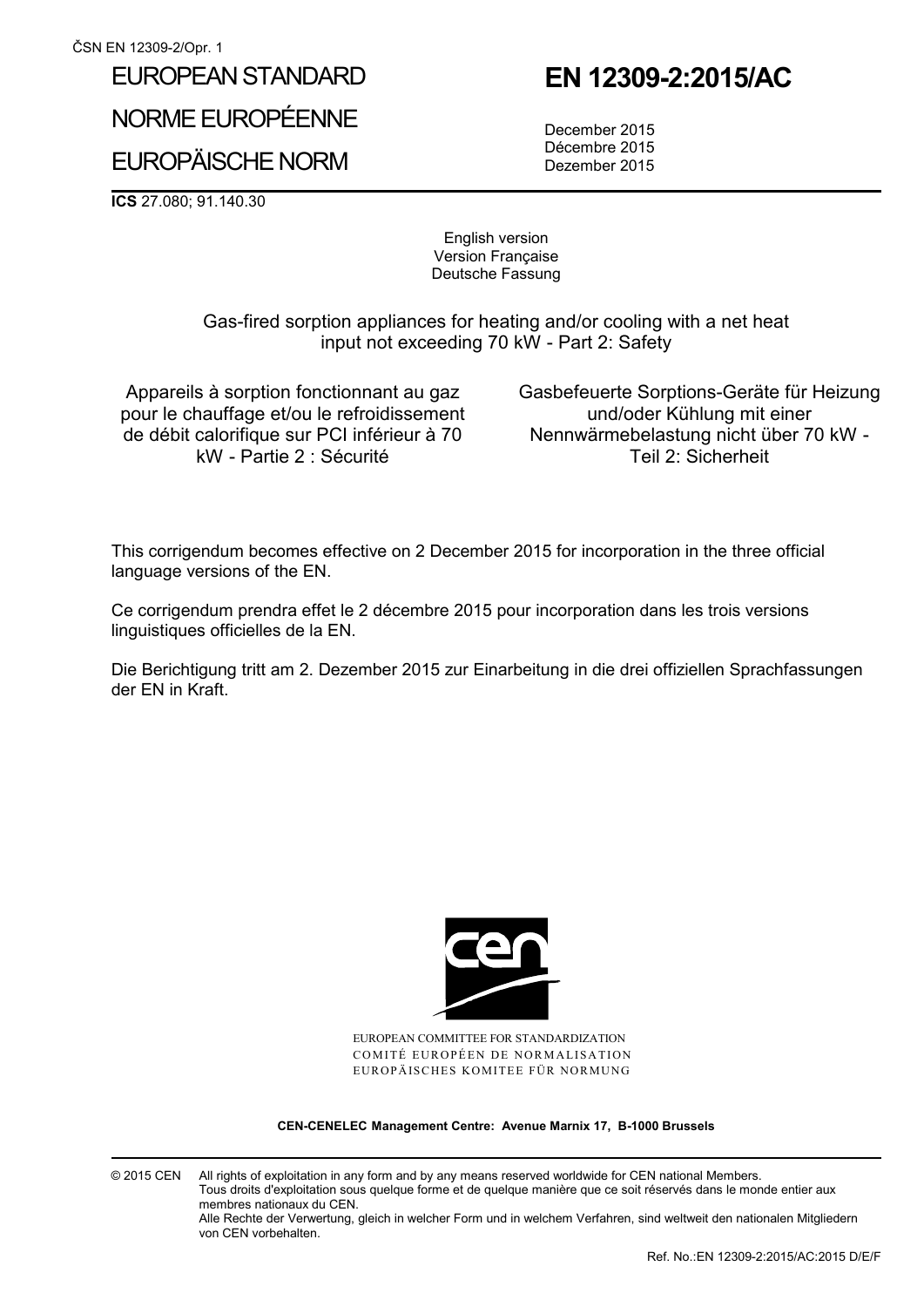ČSN EN 12309-2/Opr. 1

EUROPEAN STANDARD

NORME EUROPÉENNE

EUROPÄISCHE NORM

# EN 12309-2:2015/AC

December 2015
Décembre 2015
Dezember 2015

**ICS** 27.080; 91.140.30

English version
Version Française
Deutsche Fassung

Gas-fired sorption appliances for heating and/or cooling with a net heat input not exceeding 70 kW - Part 2: Safety

Appareils à sorption fonctionnant au gaz pour le chauffage et/ou le refroidissement de débit calorifique sur PCI inférieur à 70 kW - Partie 2 : Sécurité

Gasbefeuerte Sorptions-Geräte für Heizung und/oder Kühlung mit einer Nennwärmebelastung nicht über 70 kW - Teil 2: Sicherheit

This corrigendum becomes effective on 2 December 2015 for incorporation in the three official language versions of the EN.

Ce corrigendum prendra effet le 2 décembre 2015 pour incorporation dans les trois versions linguistiques officielles de la EN.

Die Berichtigung tritt am 2. Dezember 2015 zur Einarbeitung in die drei offiziellen Sprachfassungen der EN in Kraft.

EUROPEAN COMMITTEE FOR STANDARDIZATION
COMITÉ EUROPÉEN DE NORMALISATION
EUROPÄISCHES KOMITEE FÜR NORMUNG

**CEN-CENELEC Management Centre: Avenue Marnix 17, B-1000 Brussels**

© 2015 CEN All rights of exploitation in any form and by any means reserved worldwide for CEN national Members.
Tous droits d'exploitation sous quelque forme et de quelque manière que ce soit réservés dans le monde entier aux membres nationaux du CEN.
Alle Rechte der Verwertung, gleich in welcher Form und in welchem Verfahren, sind weltweit den nationalen Mitgliedern von CEN vorbehalten.

Ref. No.:EN 12309-2:2015/AC:2015 D/E/F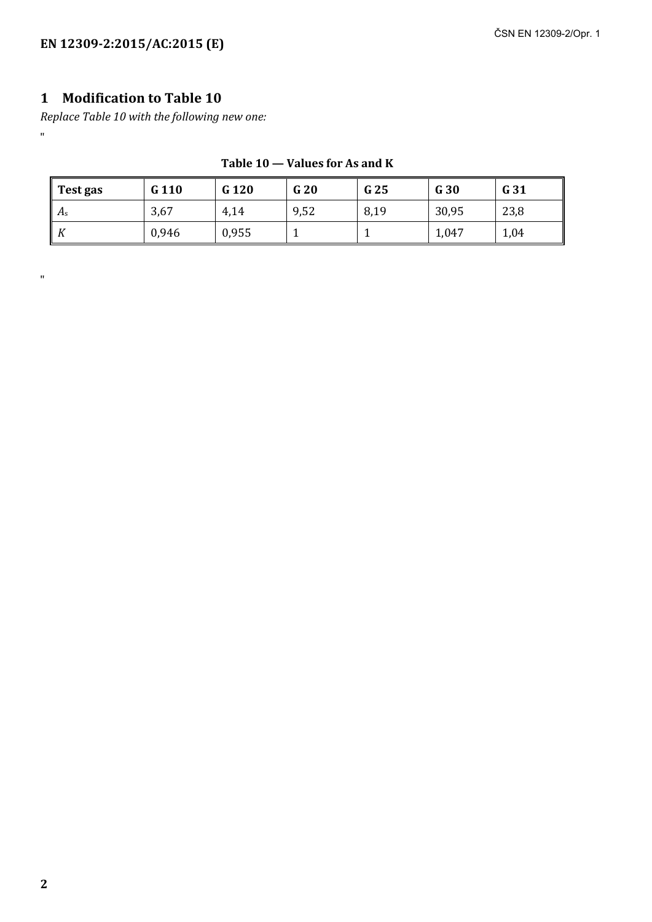## 1 Modification to Table 10

*Replace Table 10 with the following new one:*

"

**Table 10 — Values for As and K**

| Test gas | G 110 | G 120 | G 20 | G 25 | G 30 | G 31 |
|---|---|---|---|---|---|---|
| $A_s$ | 3,67 | 4,14 | 9,52 | 8,19 | 30,95 | 23,8 |
| $K$ | 0,946 | 0,955 | 1 | 1 | 1,047 | 1,04 |

"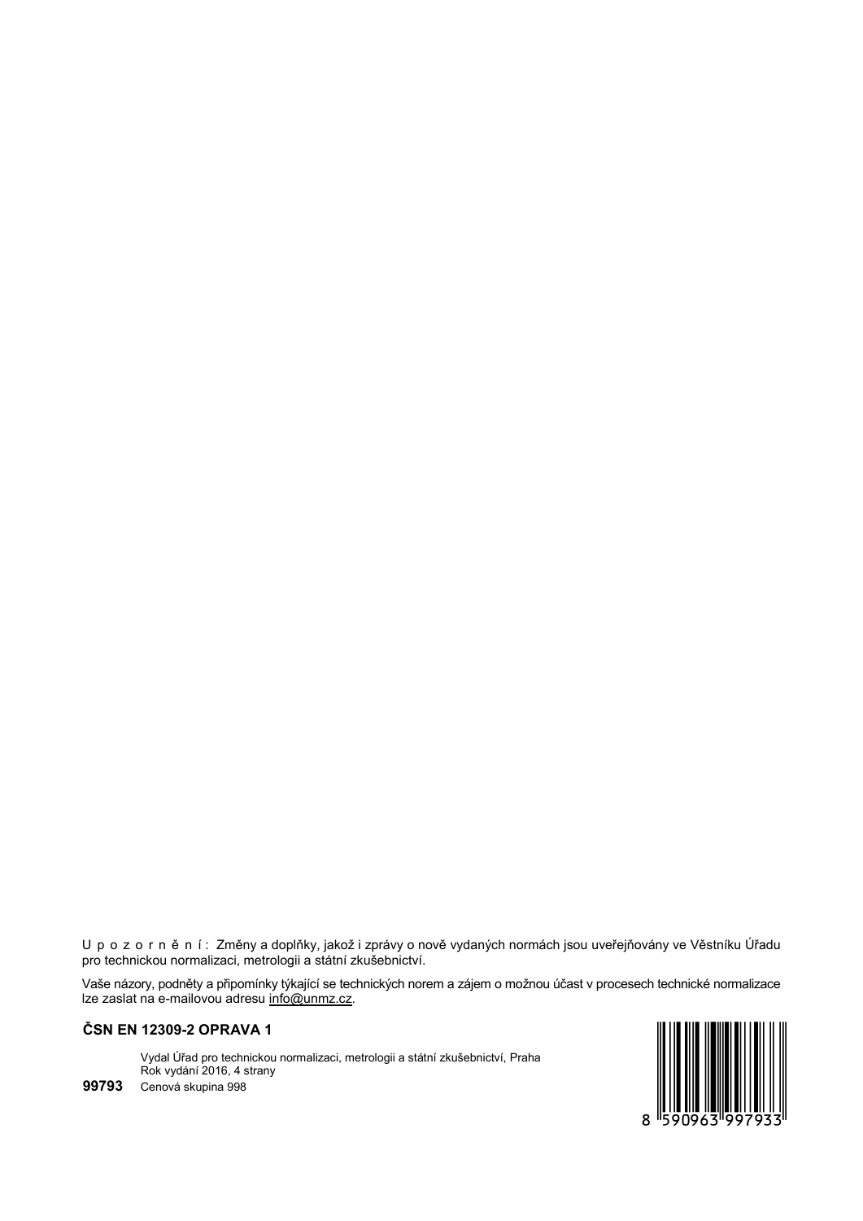U p o z o r n ě n í : Změny a doplňky, jakož i zprávy o nově vydaných normách jsou uveřejňovány ve Věstníku Úřadu pro technickou normalizaci, metrologii a státní zkušebnictví.

Vaše názory, podněty a připomínky týkající se technických norem a zájem o možnou účast v procesech technické normalizace lze zaslat na e-mailovou adresu info@unmz.cz.

**ČSN EN 12309-2 OPRAVA 1**

Vydal Úřad pro technickou normalizaci, metrologii a státní zkušebnictví, Praha
Rok vydání 2016, 4 strany

**99793** Cenová skupina 998

8 590963 997933